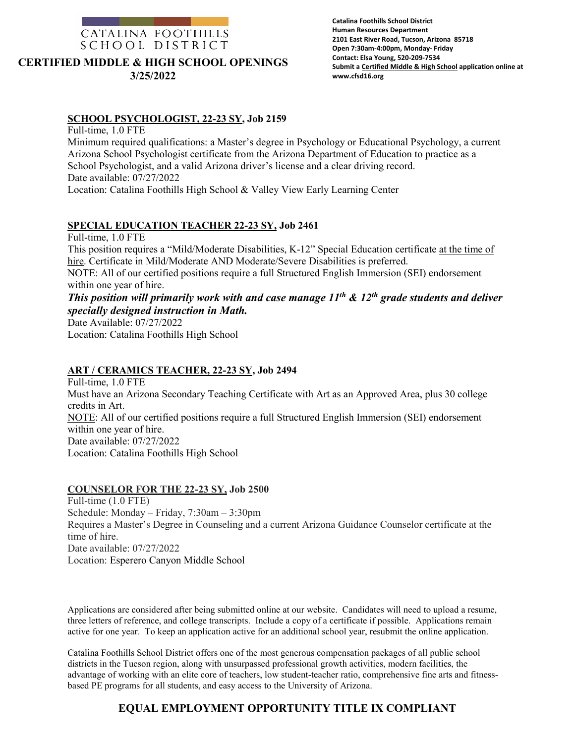CATALINA FOOTHILLS SCHOOL DISTRICT

# CERTIFIED MIDDLE & HIGH SCHOOL OPENINGS 3/25/2022

**Catalina Foothills School District**
**Human Resources Department**
**2101 East River Road, Tucson, Arizona 85718**
**Open 7:30am-4:00pm, Monday- Friday**
**Contact: Elsa Young, 520-209-7534**
**Submit a Certified Middle & High School application online at www.cfsd16.org**

## SCHOOL PSYCHOLOGIST, 22-23 SY, Job 2159

Full-time, 1.0 FTE
Minimum required qualifications: a Master's degree in Psychology or Educational Psychology, a current Arizona School Psychologist certificate from the Arizona Department of Education to practice as a School Psychologist, and a valid Arizona driver's license and a clear driving record.
Date available: 07/27/2022
Location: Catalina Foothills High School & Valley View Early Learning Center

## SPECIAL EDUCATION TEACHER 22-23 SY, Job 2461

Full-time, 1.0 FTE
This position requires a "Mild/Moderate Disabilities, K-12" Special Education certificate at the time of hire. Certificate in Mild/Moderate AND Moderate/Severe Disabilities is preferred.
NOTE: All of our certified positions require a full Structured English Immersion (SEI) endorsement within one year of hire.

***This position will primarily work with and case manage 11th & 12th grade students and deliver specially designed instruction in Math.***

Date Available: 07/27/2022
Location: Catalina Foothills High School

## ART / CERAMICS TEACHER, 22-23 SY, Job 2494

Full-time, 1.0 FTE
Must have an Arizona Secondary Teaching Certificate with Art as an Approved Area, plus 30 college credits in Art.
NOTE: All of our certified positions require a full Structured English Immersion (SEI) endorsement within one year of hire.
Date available: 07/27/2022
Location: Catalina Foothills High School

## COUNSELOR FOR THE 22-23 SY, Job 2500

Full-time (1.0 FTE)
Schedule: Monday – Friday, 7:30am – 3:30pm
Requires a Master's Degree in Counseling and a current Arizona Guidance Counselor certificate at the time of hire.
Date available: 07/27/2022
Location: Esperero Canyon Middle School

Applications are considered after being submitted online at our website. Candidates will need to upload a resume, three letters of reference, and college transcripts. Include a copy of a certificate if possible. Applications remain active for one year. To keep an application active for an additional school year, resubmit the online application.

Catalina Foothills School District offers one of the most generous compensation packages of all public school districts in the Tucson region, along with unsurpassed professional growth activities, modern facilities, the advantage of working with an elite core of teachers, low student-teacher ratio, comprehensive fine arts and fitness-based PE programs for all students, and easy access to the University of Arizona.

**EQUAL EMPLOYMENT OPPORTUNITY TITLE IX COMPLIANT**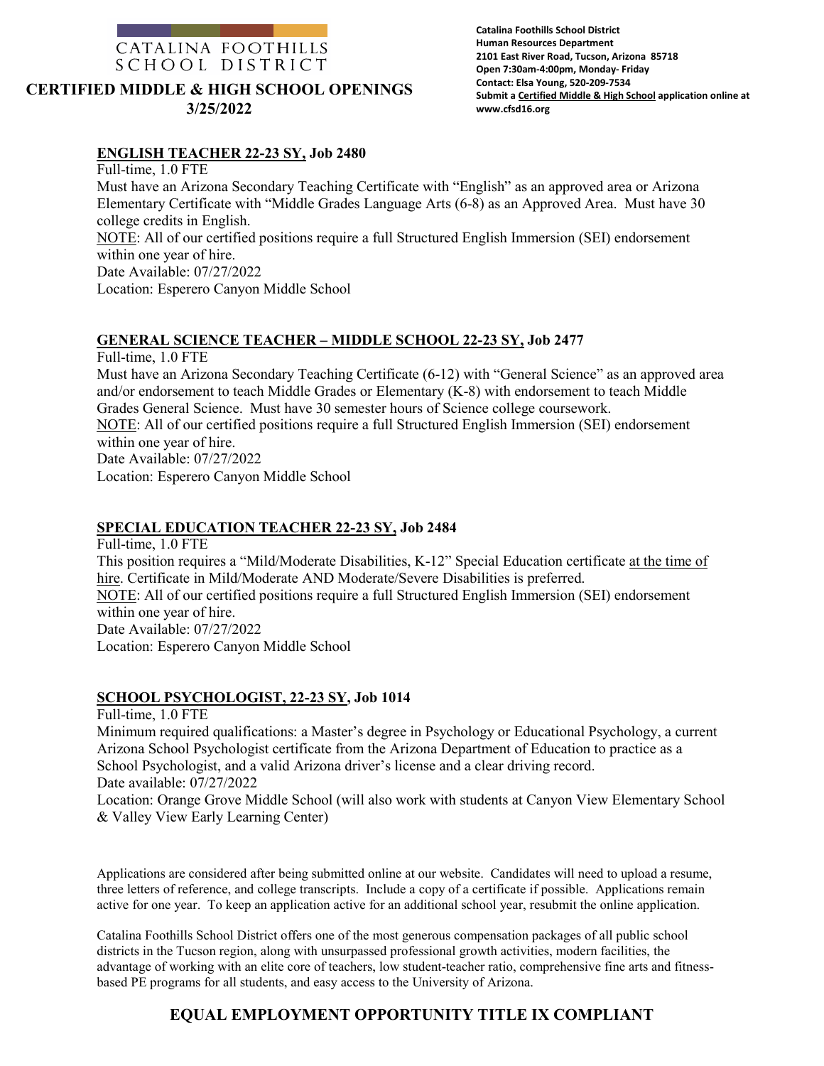CATALINA FOOTHILLS SCHOOL DISTRICT

# CERTIFIED MIDDLE & HIGH SCHOOL OPENINGS
## 3/25/2022

**Catalina Foothills School District**
**Human Resources Department**
**2101 East River Road, Tucson, Arizona 85718**
**Open 7:30am-4:00pm, Monday- Friday**
**Contact: Elsa Young, 520-209-7534**
**Submit a Certified Middle & High School application online at www.cfsd16.org**

### ENGLISH TEACHER 22-23 SY, Job 2480

Full-time, 1.0 FTE
Must have an Arizona Secondary Teaching Certificate with "English" as an approved area or Arizona Elementary Certificate with "Middle Grades Language Arts (6-8) as an Approved Area. Must have 30 college credits in English.
NOTE: All of our certified positions require a full Structured English Immersion (SEI) endorsement within one year of hire.
Date Available: 07/27/2022
Location: Esperero Canyon Middle School

### GENERAL SCIENCE TEACHER – MIDDLE SCHOOL 22-23 SY, Job 2477

Full-time, 1.0 FTE
Must have an Arizona Secondary Teaching Certificate (6-12) with "General Science" as an approved area and/or endorsement to teach Middle Grades or Elementary (K-8) with endorsement to teach Middle Grades General Science. Must have 30 semester hours of Science college coursework.
NOTE: All of our certified positions require a full Structured English Immersion (SEI) endorsement within one year of hire.
Date Available: 07/27/2022
Location: Esperero Canyon Middle School

### SPECIAL EDUCATION TEACHER 22-23 SY, Job 2484

Full-time, 1.0 FTE
This position requires a "Mild/Moderate Disabilities, K-12" Special Education certificate at the time of hire. Certificate in Mild/Moderate AND Moderate/Severe Disabilities is preferred.
NOTE: All of our certified positions require a full Structured English Immersion (SEI) endorsement within one year of hire.
Date Available: 07/27/2022
Location: Esperero Canyon Middle School

### SCHOOL PSYCHOLOGIST, 22-23 SY, Job 1014

Full-time, 1.0 FTE
Minimum required qualifications: a Master's degree in Psychology or Educational Psychology, a current Arizona School Psychologist certificate from the Arizona Department of Education to practice as a School Psychologist, and a valid Arizona driver's license and a clear driving record.
Date available: 07/27/2022
Location: Orange Grove Middle School (will also work with students at Canyon View Elementary School & Valley View Early Learning Center)

Applications are considered after being submitted online at our website. Candidates will need to upload a resume, three letters of reference, and college transcripts. Include a copy of a certificate if possible. Applications remain active for one year. To keep an application active for an additional school year, resubmit the online application.

Catalina Foothills School District offers one of the most generous compensation packages of all public school districts in the Tucson region, along with unsurpassed professional growth activities, modern facilities, the advantage of working with an elite core of teachers, low student-teacher ratio, comprehensive fine arts and fitness-based PE programs for all students, and easy access to the University of Arizona.

**EQUAL EMPLOYMENT OPPORTUNITY TITLE IX COMPLIANT**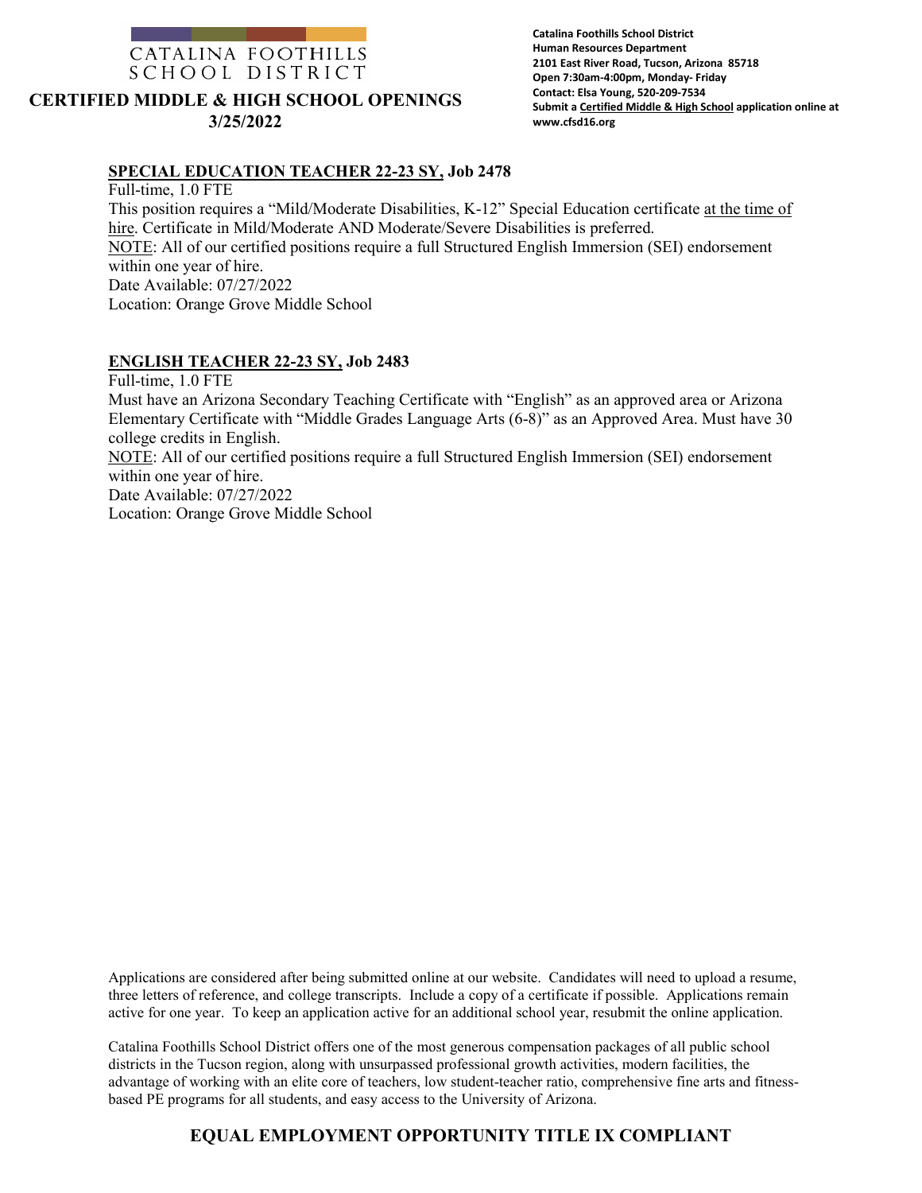CATALINA FOOTHILLS SCHOOL DISTRICT

# CERTIFIED MIDDLE & HIGH SCHOOL OPENINGS 3/25/2022

**Catalina Foothills School District**
**Human Resources Department**
**2101 East River Road, Tucson, Arizona 85718**
**Open 7:30am-4:00pm, Monday- Friday**
**Contact: Elsa Young, 520-209-7534**
**Submit a Certified Middle & High School application online at www.cfsd16.org**

## SPECIAL EDUCATION TEACHER 22-23 SY, Job 2478

Full-time, 1.0 FTE

This position requires a "Mild/Moderate Disabilities, K-12" Special Education certificate at the time of hire. Certificate in Mild/Moderate AND Moderate/Severe Disabilities is preferred.

NOTE: All of our certified positions require a full Structured English Immersion (SEI) endorsement within one year of hire.

Date Available: 07/27/2022

Location: Orange Grove Middle School

## ENGLISH TEACHER 22-23 SY, Job 2483

Full-time, 1.0 FTE

Must have an Arizona Secondary Teaching Certificate with "English" as an approved area or Arizona Elementary Certificate with "Middle Grades Language Arts (6-8)" as an Approved Area. Must have 30 college credits in English.

NOTE: All of our certified positions require a full Structured English Immersion (SEI) endorsement within one year of hire.

Date Available: 07/27/2022

Location: Orange Grove Middle School

Applications are considered after being submitted online at our website. Candidates will need to upload a resume, three letters of reference, and college transcripts. Include a copy of a certificate if possible. Applications remain active for one year. To keep an application active for an additional school year, resubmit the online application.

Catalina Foothills School District offers one of the most generous compensation packages of all public school districts in the Tucson region, along with unsurpassed professional growth activities, modern facilities, the advantage of working with an elite core of teachers, low student-teacher ratio, comprehensive fine arts and fitness-based PE programs for all students, and easy access to the University of Arizona.

**EQUAL EMPLOYMENT OPPORTUNITY TITLE IX COMPLIANT**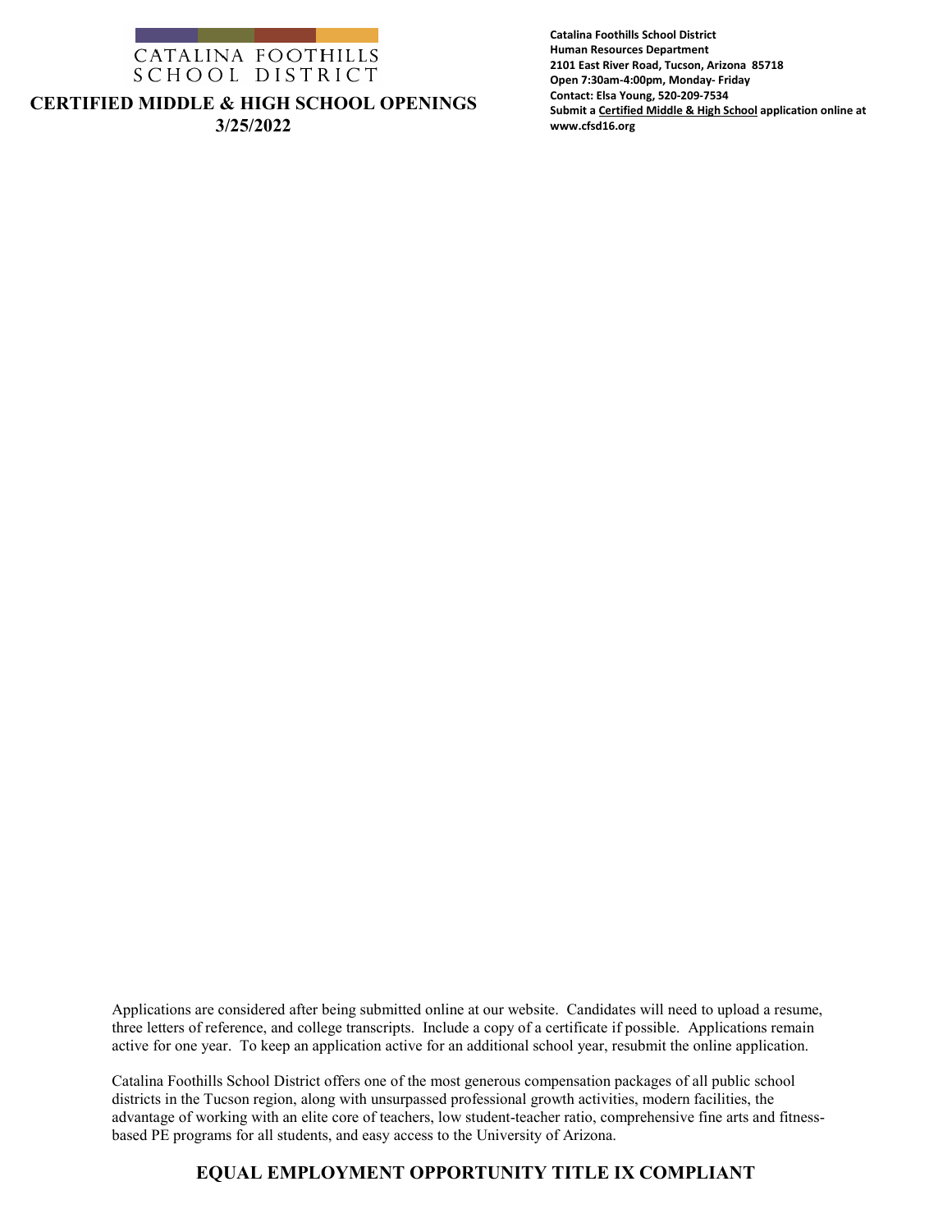CATALINA FOOTHILLS
SCHOOL DISTRICT

# CERTIFIED MIDDLE & HIGH SCHOOL OPENINGS
## 3/25/2022

**Catalina Foothills School District**
**Human Resources Department**
**2101 East River Road, Tucson, Arizona 85718**
**Open 7:30am-4:00pm, Monday- Friday**
**Contact: Elsa Young, 520-209-7534**
**Submit a Certified Middle & High School application online at www.cfsd16.org**

Applications are considered after being submitted online at our website. Candidates will need to upload a resume, three letters of reference, and college transcripts. Include a copy of a certificate if possible. Applications remain active for one year. To keep an application active for an additional school year, resubmit the online application.

Catalina Foothills School District offers one of the most generous compensation packages of all public school districts in the Tucson region, along with unsurpassed professional growth activities, modern facilities, the advantage of working with an elite core of teachers, low student-teacher ratio, comprehensive fine arts and fitness-based PE programs for all students, and easy access to the University of Arizona.

**EQUAL EMPLOYMENT OPPORTUNITY TITLE IX COMPLIANT**